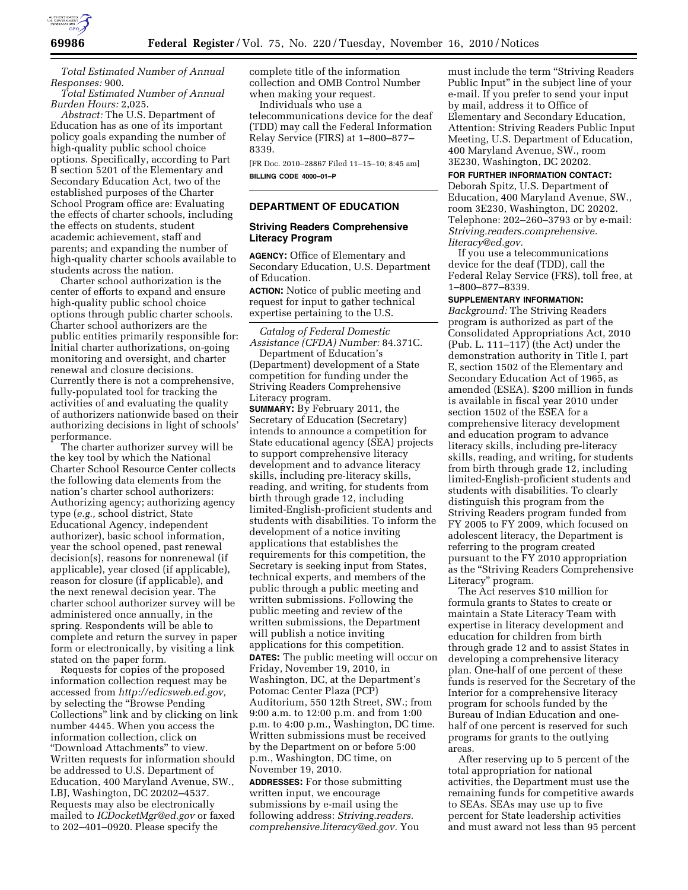*Total Estimated Number of Annual Responses:* 900.

*Total Estimated Number of Annual Burden Hours:* 2,025.

*Abstract:* The U.S. Department of Education has as one of its important policy goals expanding the number of high-quality public school choice options. Specifically, according to Part B section 5201 of the Elementary and Secondary Education Act, two of the established purposes of the Charter School Program office are: Evaluating the effects of charter schools, including the effects on students, student academic achievement, staff and parents; and expanding the number of high-quality charter schools available to students across the nation.

Charter school authorization is the center of efforts to expand and ensure high-quality public school choice options through public charter schools. Charter school authorizers are the public entities primarily responsible for: Initial charter authorizations, on-going monitoring and oversight, and charter renewal and closure decisions. Currently there is not a comprehensive, fully-populated tool for tracking the activities of and evaluating the quality of authorizers nationwide based on their authorizing decisions in light of schools' performance.

The charter authorizer survey will be the key tool by which the National Charter School Resource Center collects the following data elements from the nation's charter school authorizers: Authorizing agency; authorizing agency type (*e.g.,* school district, State Educational Agency, independent authorizer), basic school information, year the school opened, past renewal decision(s), reasons for nonrenewal (if applicable), year closed (if applicable), reason for closure (if applicable), and the next renewal decision year. The charter school authorizer survey will be administered once annually, in the spring. Respondents will be able to complete and return the survey in paper form or electronically, by visiting a link stated on the paper form.

Requests for copies of the proposed information collection request may be accessed from *http://edicsweb.ed.gov,* by selecting the "Browse Pending Collections" link and by clicking on link number 4445. When you access the information collection, click on "Download Attachments" to view. Written requests for information should be addressed to U.S. Department of Education, 400 Maryland Avenue, SW., LBJ, Washington, DC 20202–4537. Requests may also be electronically mailed to *ICDocketMgr@ed.gov* or faxed to 202–401–0920. Please specify the complete title of the information collection and OMB Control Number when making your request.

Individuals who use a telecommunications device for the deaf (TDD) may call the Federal Information Relay Service (FIRS) at 1–800–877–8339.

[FR Doc. 2010–28867 Filed 11–15–10; 8:45 am]

**BILLING CODE 4000–01–P**

## DEPARTMENT OF EDUCATION

### Striving Readers Comprehensive Literacy Program

**AGENCY:** Office of Elementary and Secondary Education, U.S. Department of Education.

**ACTION:** Notice of public meeting and request for input to gather technical expertise pertaining to the U.S.

*Catalog of Federal Domestic Assistance (CFDA) Number:* 84.371C.

Department of Education's (Department) development of a State competition for funding under the Striving Readers Comprehensive Literacy program.

**SUMMARY:** By February 2011, the Secretary of Education (Secretary) intends to announce a competition for State educational agency (SEA) projects to support comprehensive literacy development and to advance literacy skills, including pre-literacy skills, reading, and writing, for students from birth through grade 12, including limited-English-proficient students and students with disabilities. To inform the development of a notice inviting applications that establishes the requirements for this competition, the Secretary is seeking input from States, technical experts, and members of the public through a public meeting and written submissions. Following the public meeting and review of the written submissions, the Department will publish a notice inviting applications for this competition.

**DATES:** The public meeting will occur on Friday, November 19, 2010, in Washington, DC, at the Department's Potomac Center Plaza (PCP) Auditorium, 550 12th Street, SW.; from 9:00 a.m. to 12:00 p.m. and from 1:00 p.m. to 4:00 p.m., Washington, DC time. Written submissions must be received by the Department on or before 5:00 p.m., Washington, DC time, on November 19, 2010.

**ADDRESSES:** For those submitting written input, we encourage submissions by e-mail using the following address: *Striving.readers.comprehensive.literacy@ed.gov.* You must include the term "Striving Readers Public Input" in the subject line of your e-mail. If you prefer to send your input by mail, address it to Office of Elementary and Secondary Education, Attention: Striving Readers Public Input Meeting, U.S. Department of Education, 400 Maryland Avenue, SW., room 3E230, Washington, DC 20202.

**FOR FURTHER INFORMATION CONTACT:** Deborah Spitz, U.S. Department of Education, 400 Maryland Avenue, SW., room 3E230, Washington, DC 20202. Telephone: 202–260–3793 or by e-mail: *Striving.readers.comprehensive.literacy@ed.gov.*

If you use a telecommunications device for the deaf (TDD), call the Federal Relay Service (FRS), toll free, at 1–800–877–8339.

**SUPPLEMENTARY INFORMATION:**

*Background:* The Striving Readers program is authorized as part of the Consolidated Appropriations Act, 2010 (Pub. L. 111–117) (the Act) under the demonstration authority in Title I, part E, section 1502 of the Elementary and Secondary Education Act of 1965, as amended (ESEA). $200 million in funds is available in fiscal year 2010 under section 1502 of the ESEA for a comprehensive literacy development and education program to advance literacy skills, including pre-literacy skills, reading, and writing, for students from birth through grade 12, including limited-English-proficient students and students with disabilities. To clearly distinguish this program from the Striving Readers program funded from FY 2005 to FY 2009, which focused on adolescent literacy, the Department is referring to the program created pursuant to the FY 2010 appropriation as the "Striving Readers Comprehensive Literacy" program.

The Act reserves $10 million for formula grants to States to create or maintain a State Literacy Team with expertise in literacy development and education for children from birth through grade 12 and to assist States in developing a comprehensive literacy plan. One-half of one percent of these funds is reserved for the Secretary of the Interior for a comprehensive literacy program for schools funded by the Bureau of Indian Education and one-half of one percent is reserved for such programs for grants to the outlying areas.

After reserving up to 5 percent of the total appropriation for national activities, the Department must use the remaining funds for competitive awards to SEAs. SEAs may use up to five percent for State leadership activities and must award not less than 95 percent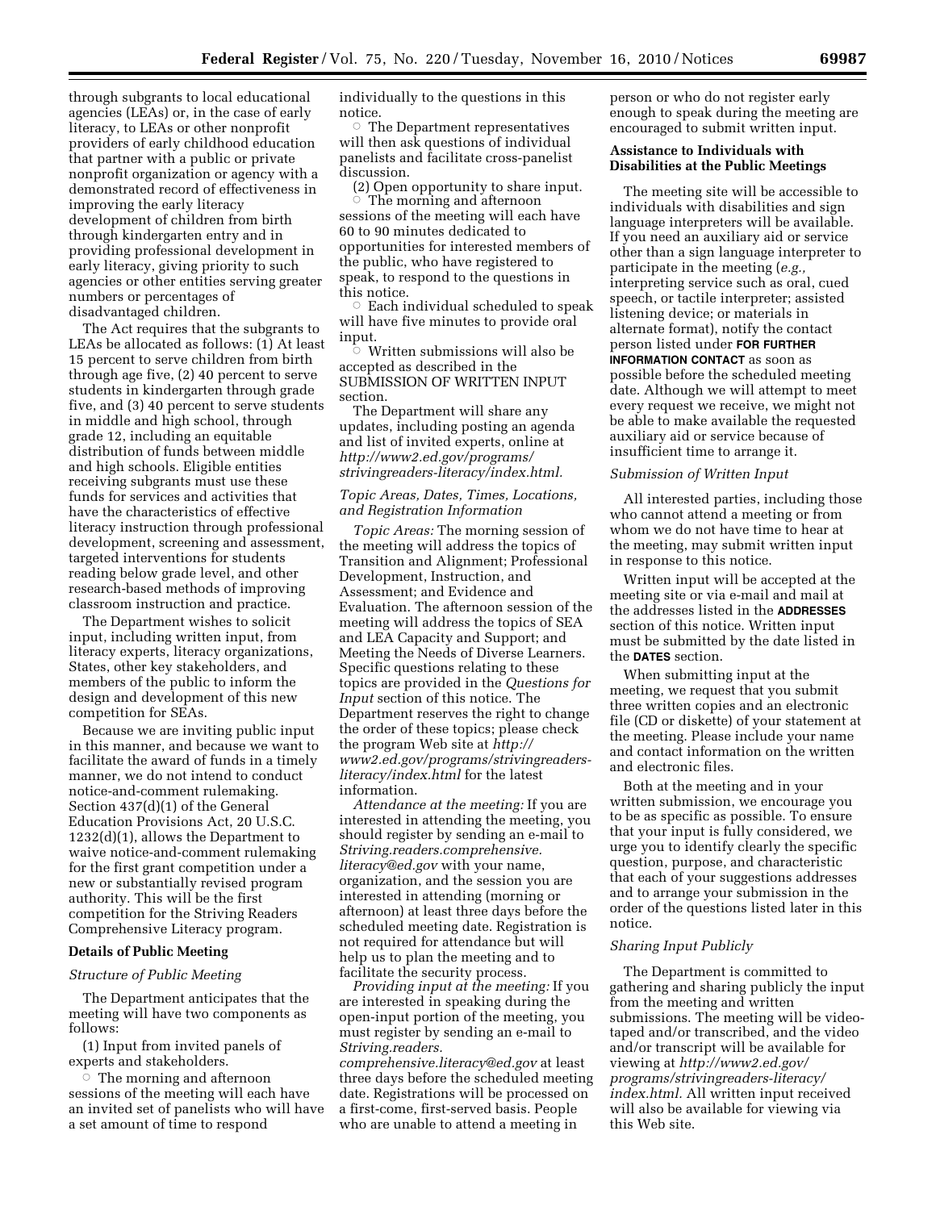through subgrants to local educational agencies (LEAs) or, in the case of early literacy, to LEAs or other nonprofit providers of early childhood education that partner with a public or private nonprofit organization or agency with a demonstrated record of effectiveness in improving the early literacy development of children from birth through kindergarten entry and in providing professional development in early literacy, giving priority to such agencies or other entities serving greater numbers or percentages of disadvantaged children.

The Act requires that the subgrants to LEAs be allocated as follows: (1) At least 15 percent to serve children from birth through age five, (2) 40 percent to serve students in kindergarten through grade five, and (3) 40 percent to serve students in middle and high school, through grade 12, including an equitable distribution of funds between middle and high schools. Eligible entities receiving subgrants must use these funds for services and activities that have the characteristics of effective literacy instruction through professional development, screening and assessment, targeted interventions for students reading below grade level, and other research-based methods of improving classroom instruction and practice.

The Department wishes to solicit input, including written input, from literacy experts, literacy organizations, States, other key stakeholders, and members of the public to inform the design and development of this new competition for SEAs.

Because we are inviting public input in this manner, and because we want to facilitate the award of funds in a timely manner, we do not intend to conduct notice-and-comment rulemaking. Section 437(d)(1) of the General Education Provisions Act, 20 U.S.C. 1232(d)(1), allows the Department to waive notice-and-comment rulemaking for the first grant competition under a new or substantially revised program authority. This will be the first competition for the Striving Readers Comprehensive Literacy program.

**Details of Public Meeting**

*Structure of Public Meeting*

The Department anticipates that the meeting will have two components as follows:

(1) Input from invited panels of experts and stakeholders.

- The morning and afternoon sessions of the meeting will each have an invited set of panelists who will have a set amount of time to respond individually to the questions in this notice.
- The Department representatives will then ask questions of individual panelists and facilitate cross-panelist discussion.

(2) Open opportunity to share input.

- The morning and afternoon sessions of the meeting will each have 60 to 90 minutes dedicated to opportunities for interested members of the public, who have registered to speak, to respond to the questions in this notice.
- Each individual scheduled to speak will have five minutes to provide oral input.
- Written submissions will also be accepted as described in the SUBMISSION OF WRITTEN INPUT section.

The Department will share any updates, including posting an agenda and list of invited experts, online at *http://www2.ed.gov/programs/strivingreaders-literacy/index.html.*

*Topic Areas, Dates, Times, Locations, and Registration Information*

*Topic Areas:* The morning session of the meeting will address the topics of Transition and Alignment; Professional Development, Instruction, and Assessment; and Evidence and Evaluation. The afternoon session of the meeting will address the topics of SEA and LEA Capacity and Support; and Meeting the Needs of Diverse Learners. Specific questions relating to these topics are provided in the *Questions for Input* section of this notice. The Department reserves the right to change the order of these topics; please check the program Web site at *http://www2.ed.gov/programs/strivingreaders-literacy/index.html* for the latest information.

*Attendance at the meeting:* If you are interested in attending the meeting, you should register by sending an e-mail to *Striving.readers.comprehensive.literacy@ed.gov* with your name, organization, and the session you are interested in attending (morning or afternoon) at least three days before the scheduled meeting date. Registration is not required for attendance but will help us to plan the meeting and to facilitate the security process.

*Providing input at the meeting:* If you are interested in speaking during the open-input portion of the meeting, you must register by sending an e-mail to *Striving.readers.comprehensive.literacy@ed.gov* at least three days before the scheduled meeting date. Registrations will be processed on a first-come, first-served basis. People who are unable to attend a meeting in person or who do not register early enough to speak during the meeting are encouraged to submit written input.

**Assistance to Individuals with Disabilities at the Public Meetings**

The meeting site will be accessible to individuals with disabilities and sign language interpreters will be available. If you need an auxiliary aid or service other than a sign language interpreter to participate in the meeting (*e.g.,* interpreting service such as oral, cued speech, or tactile interpreter; assisted listening device; or materials in alternate format), notify the contact person listed under **FOR FURTHER INFORMATION CONTACT** as soon as possible before the scheduled meeting date. Although we will attempt to meet every request we receive, we might not be able to make available the requested auxiliary aid or service because of insufficient time to arrange it.

*Submission of Written Input*

All interested parties, including those who cannot attend a meeting or from whom we do not have time to hear at the meeting, may submit written input in response to this notice.

Written input will be accepted at the meeting site or via e-mail and mail at the addresses listed in the **ADDRESSES** section of this notice. Written input must be submitted by the date listed in the **DATES** section.

When submitting input at the meeting, we request that you submit three written copies and an electronic file (CD or diskette) of your statement at the meeting. Please include your name and contact information on the written and electronic files.

Both at the meeting and in your written submission, we encourage you to be as specific as possible. To ensure that your input is fully considered, we urge you to identify clearly the specific question, purpose, and characteristic that each of your suggestions addresses and to arrange your submission in the order of the questions listed later in this notice.

*Sharing Input Publicly*

The Department is committed to gathering and sharing publicly the input from the meeting and written submissions. The meeting will be video-taped and/or transcribed, and the video and/or transcript will be available for viewing at *http://www2.ed.gov/programs/strivingreaders-literacy/index.html.* All written input received will also be available for viewing via this Web site.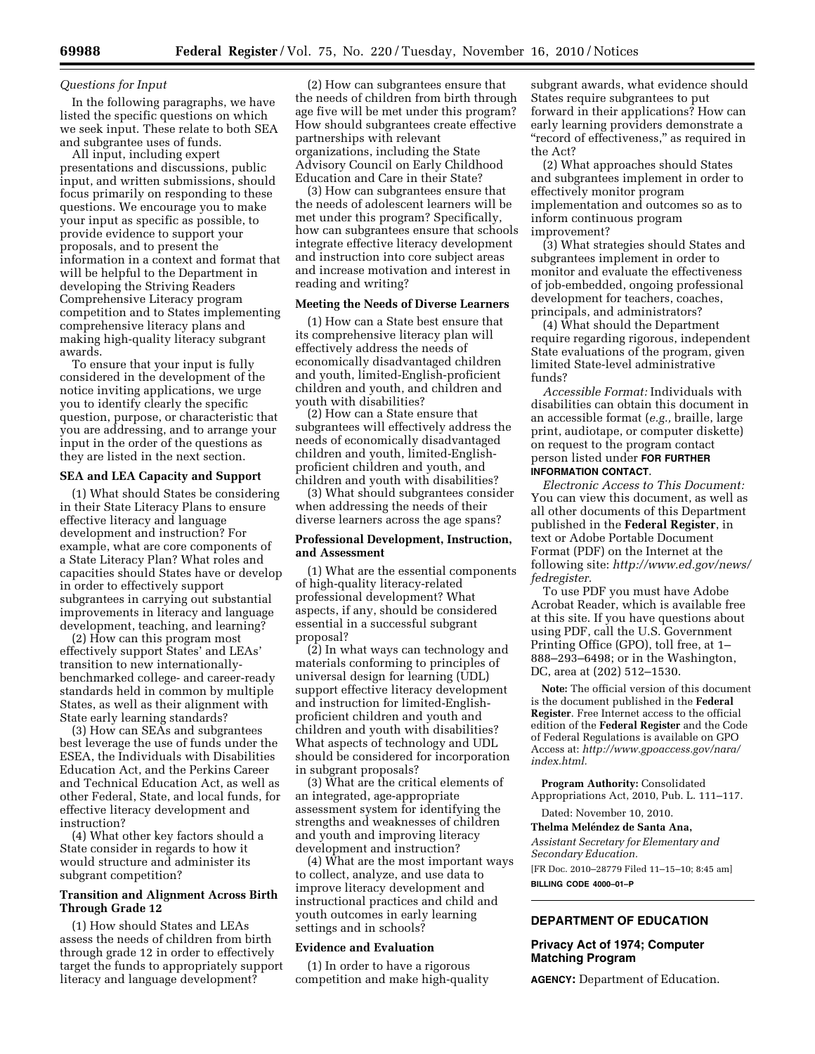*Questions for Input*

In the following paragraphs, we have listed the specific questions on which we seek input. These relate to both SEA and subgrantee uses of funds.

All input, including expert presentations and discussions, public input, and written submissions, should focus primarily on responding to these questions. We encourage you to make your input as specific as possible, to provide evidence to support your proposals, and to present the information in a context and format that will be helpful to the Department in developing the Striving Readers Comprehensive Literacy program competition and to States implementing comprehensive literacy plans and making high-quality literacy subgrant awards.

To ensure that your input is fully considered in the development of the notice inviting applications, we urge you to identify clearly the specific question, purpose, or characteristic that you are addressing, and to arrange your input in the order of the questions as they are listed in the next section.

**SEA and LEA Capacity and Support**

(1) What should States be considering in their State Literacy Plans to ensure effective literacy and language development and instruction? For example, what are core components of a State Literacy Plan? What roles and capacities should States have or develop in order to effectively support subgrantees in carrying out substantial improvements in literacy and language development, teaching, and learning?

(2) How can this program most effectively support States' and LEAs' transition to new internationally-benchmarked college- and career-ready standards held in common by multiple States, as well as their alignment with State early learning standards?

(3) How can SEAs and subgrantees best leverage the use of funds under the ESEA, the Individuals with Disabilities Education Act, and the Perkins Career and Technical Education Act, as well as other Federal, State, and local funds, for effective literacy development and instruction?

(4) What other key factors should a State consider in regards to how it would structure and administer its subgrant competition?

**Transition and Alignment Across Birth Through Grade 12**

(1) How should States and LEAs assess the needs of children from birth through grade 12 in order to effectively target the funds to appropriately support literacy and language development?

(2) How can subgrantees ensure that the needs of children from birth through age five will be met under this program? How should subgrantees create effective partnerships with relevant organizations, including the State Advisory Council on Early Childhood Education and Care in their State?

(3) How can subgrantees ensure that the needs of adolescent learners will be met under this program? Specifically, how can subgrantees ensure that schools integrate effective literacy development and instruction into core subject areas and increase motivation and interest in reading and writing?

**Meeting the Needs of Diverse Learners**

(1) How can a State best ensure that its comprehensive literacy plan will effectively address the needs of economically disadvantaged children and youth, limited-English-proficient children and youth, and children and youth with disabilities?

(2) How can a State ensure that subgrantees will effectively address the needs of economically disadvantaged children and youth, limited-English-proficient children and youth, and children and youth with disabilities?

(3) What should subgrantees consider when addressing the needs of their diverse learners across the age spans?

**Professional Development, Instruction, and Assessment**

(1) What are the essential components of high-quality literacy-related professional development? What aspects, if any, should be considered essential in a successful subgrant proposal?

(2) In what ways can technology and materials conforming to principles of universal design for learning (UDL) support effective literacy development and instruction for limited-English-proficient children and youth and children and youth with disabilities? What aspects of technology and UDL should be considered for incorporation in subgrant proposals?

(3) What are the critical elements of an integrated, age-appropriate assessment system for identifying the strengths and weaknesses of children and youth and improving literacy development and instruction?

(4) What are the most important ways to collect, analyze, and use data to improve literacy development and instructional practices and child and youth outcomes in early learning settings and in schools?

**Evidence and Evaluation**

(1) In order to have a rigorous competition and make high-quality subgrant awards, what evidence should States require subgrantees to put forward in their applications? How can early learning providers demonstrate a "record of effectiveness," as required in the Act?

(2) What approaches should States and subgrantees implement in order to effectively monitor program implementation and outcomes so as to inform continuous program improvement?

(3) What strategies should States and subgrantees implement in order to monitor and evaluate the effectiveness of job-embedded, ongoing professional development for teachers, coaches, principals, and administrators?

(4) What should the Department require regarding rigorous, independent State evaluations of the program, given limited State-level administrative funds?

*Accessible Format:* Individuals with disabilities can obtain this document in an accessible format (*e.g.,* braille, large print, audiotape, or computer diskette) on request to the program contact person listed under **FOR FURTHER INFORMATION CONTACT**.

*Electronic Access to This Document:* You can view this document, as well as all other documents of this Department published in the **Federal Register**, in text or Adobe Portable Document Format (PDF) on the Internet at the following site: *http://www.ed.gov/news/fedregister.*

To use PDF you must have Adobe Acrobat Reader, which is available free at this site. If you have questions about using PDF, call the U.S. Government Printing Office (GPO), toll free, at 1–888–293–6498; or in the Washington, DC, area at (202) 512–1530.

**Note:** The official version of this document is the document published in the **Federal Register**. Free Internet access to the official edition of the **Federal Register** and the Code of Federal Regulations is available on GPO Access at: *http://www.gpoaccess.gov/nara/index.html.*

**Program Authority:** Consolidated Appropriations Act, 2010, Pub. L. 111–117.

Dated: November 10, 2010.

**Thelma Meléndez de Santa Ana,**

*Assistant Secretary for Elementary and Secondary Education.*

[FR Doc. 2010–28779 Filed 11–15–10; 8:45 am]

**BILLING CODE 4000–01–P**

## DEPARTMENT OF EDUCATION

### Privacy Act of 1974; Computer Matching Program

**AGENCY:** Department of Education.